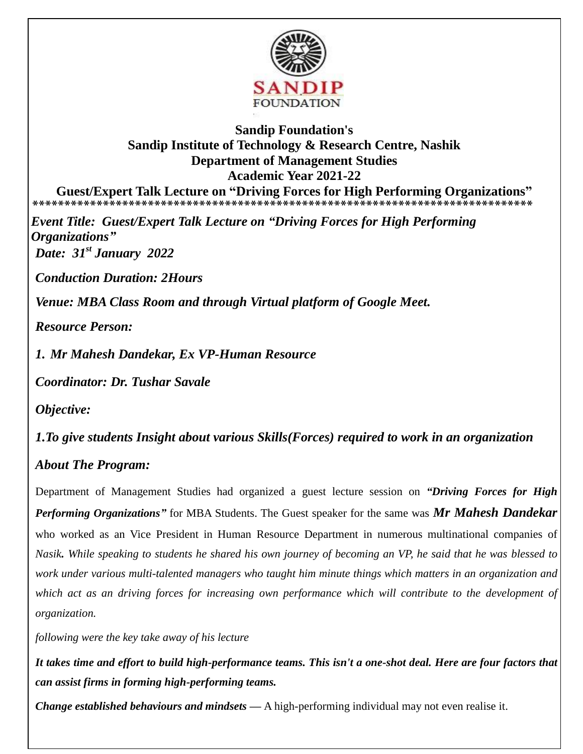**Sandip Foundation's**
**Sandip Institute of Technology & Research Centre, Nashik**
**Department of Management Studies**
**Academic Year 2021-22**
**Guest/Expert Talk Lecture on "Driving Forces for High Performing Organizations"**

********************************************************************************

***Event Title: Guest/Expert Talk Lecture on "Driving Forces for High Performing Organizations"***

***Date: 31st January 2022***

***Conduction Duration: 2Hours***

***Venue: MBA Class Room and through Virtual platform of Google Meet.***

***Resource Person:***

***1. Mr Mahesh Dandekar, Ex VP-Human Resource***

***Coordinator: Dr. Tushar Savale***

***Objective:***

***1.To give students Insight about various Skills(Forces) required to work in an organization***

***About The Program:***

Department of Management Studies had organized a guest lecture session on ***"Driving Forces for High Performing Organizations"*** for MBA Students. The Guest speaker for the same was ***Mr Mahesh Dandekar*** who worked as an Vice President in Human Resource Department in numerous multinational companies of *Nasik****.*** *While speaking to students he shared his own journey of becoming an VP, he said that he was blessed to work under various multi-talented managers who taught him minute things which matters in an organization and which act as an driving forces for increasing own performance which will contribute to the development of organization.*

*following were the key take away of his lecture*

***It takes time and effort to build high-performance teams. This isn't a one-shot deal. Here are four factors that can assist firms in forming high-performing teams.***

***Change established behaviours and mindsets —*** A high-performing individual may not even realise it.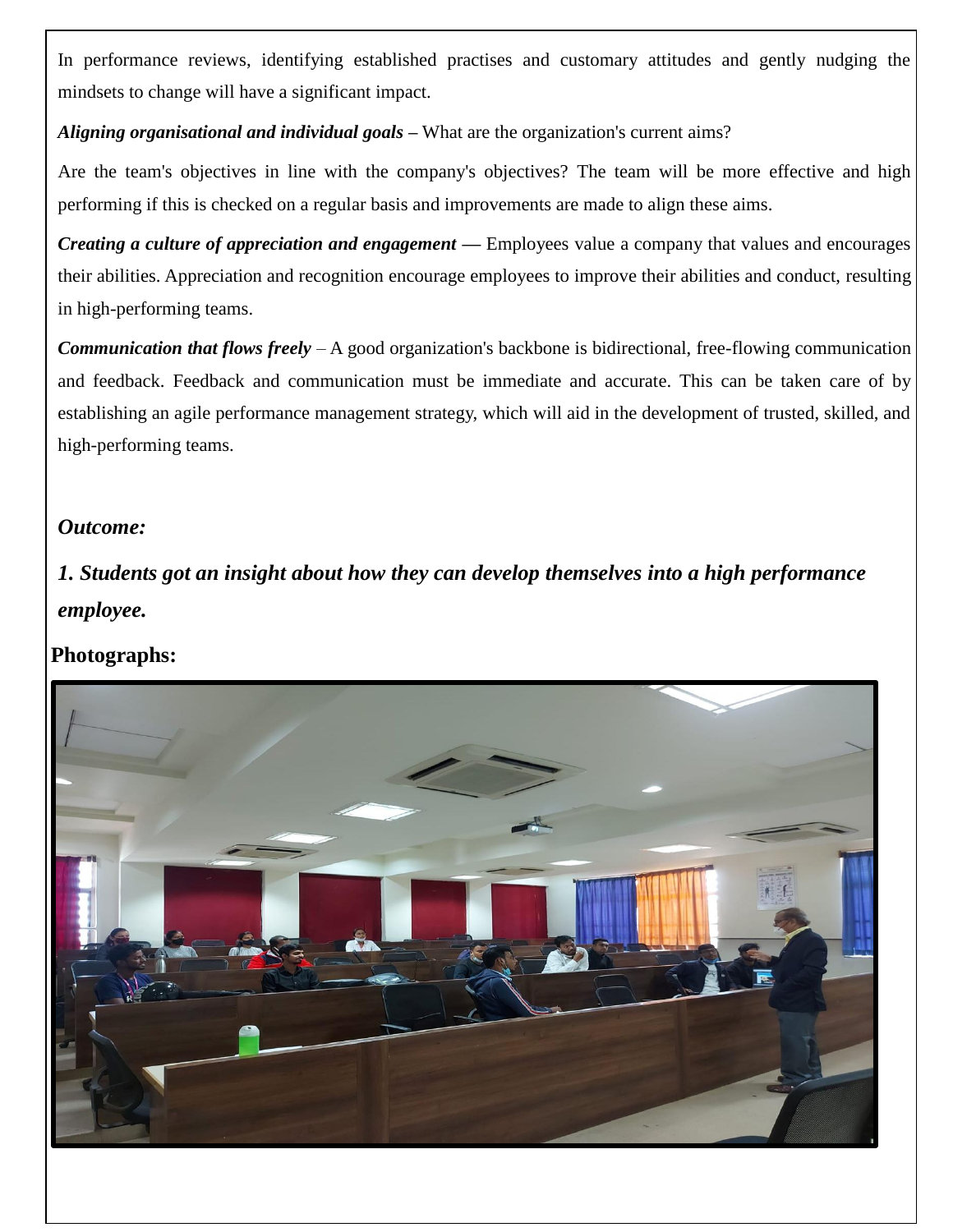In performance reviews, identifying established practises and customary attitudes and gently nudging the mindsets to change will have a significant impact.

***Aligning organisational and individual goals*** – What are the organization's current aims?

Are the team's objectives in line with the company's objectives? The team will be more effective and high performing if this is checked on a regular basis and improvements are made to align these aims.

***Creating a culture of appreciation and engagement*** — Employees value a company that values and encourages their abilities. Appreciation and recognition encourage employees to improve their abilities and conduct, resulting in high-performing teams.

***Communication that flows freely*** – A good organization's backbone is bidirectional, free-flowing communication and feedback. Feedback and communication must be immediate and accurate. This can be taken care of by establishing an agile performance management strategy, which will aid in the development of trusted, skilled, and high-performing teams.

***Outcome:***

***1. Students got an insight about how they can develop themselves into a high performance employee.***

**Photographs:**